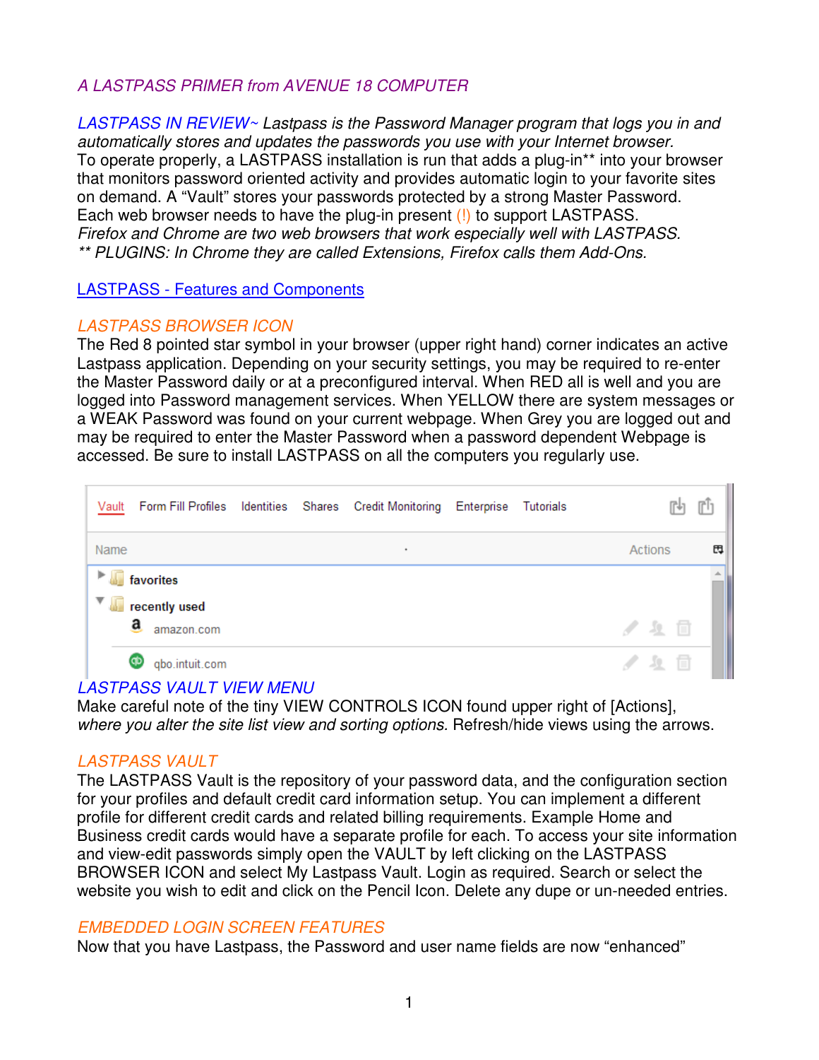*A LASTPASS PRIMER from AVENUE 18 COMPUTER*

*LASTPASS IN REVIEW~ Lastpass is the Password Manager program that logs you in and automatically stores and updates the passwords you use with your Internet browser.*
To operate properly, a LASTPASS installation is run that adds a plug-in** into your browser that monitors password oriented activity and provides automatic login to your favorite sites on demand. A "Vault" stores your passwords protected by a strong Master Password. Each web browser needs to have the plug-in present (!) to support LASTPASS.
*Firefox and Chrome are two web browsers that work especially well with LASTPASS.*
*** PLUGINS: In Chrome they are called Extensions, Firefox calls them Add-Ons.*

LASTPASS - Features and Components

*LASTPASS BROWSER ICON*
The Red 8 pointed star symbol in your browser (upper right hand) corner indicates an active Lastpass application. Depending on your security settings, you may be required to re-enter the Master Password daily or at a preconfigured interval. When RED all is well and you are logged into Password management services. When YELLOW there are system messages or a WEAK Password was found on your current webpage. When Grey you are logged out and may be required to enter the Master Password when a password dependent Webpage is accessed. Be sure to install LASTPASS on all the computers you regularly use.

*LASTPASS VAULT VIEW MENU*
Make careful note of the tiny VIEW CONTROLS ICON found upper right of [Actions], *where you alter the site list view and sorting options.* Refresh/hide views using the arrows.

*LASTPASS VAULT*
The LASTPASS Vault is the repository of your password data, and the configuration section for your profiles and default credit card information setup. You can implement a different profile for different credit cards and related billing requirements. Example Home and Business credit cards would have a separate profile for each. To access your site information and view-edit passwords simply open the VAULT by left clicking on the LASTPASS BROWSER ICON and select My Lastpass Vault. Login as required. Search or select the website you wish to edit and click on the Pencil Icon. Delete any dupe or un-needed entries.

*EMBEDDED LOGIN SCREEN FEATURES*
Now that you have Lastpass, the Password and user name fields are now "enhanced"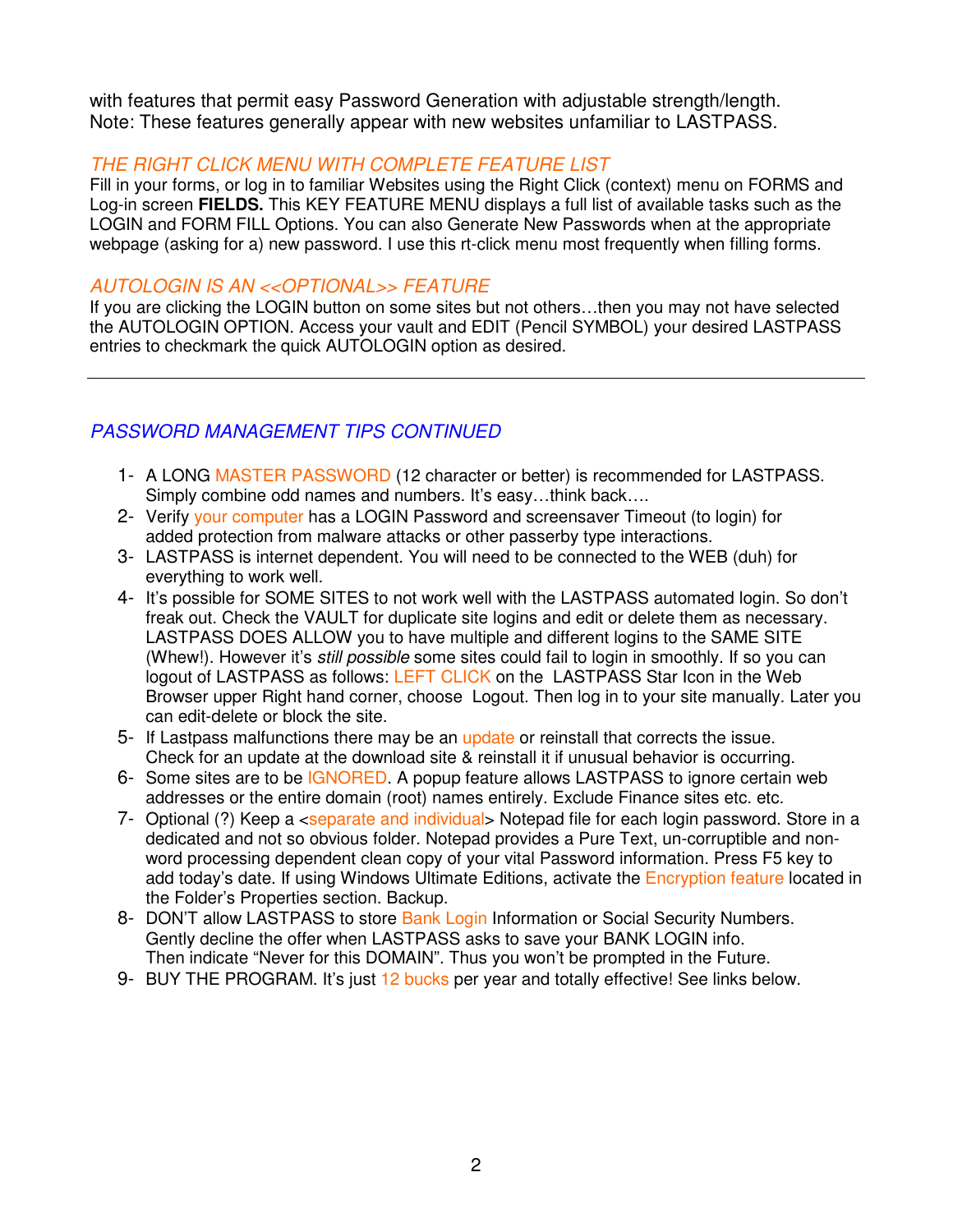with features that permit easy Password Generation with adjustable strength/length.
Note: These features generally appear with new websites unfamiliar to LASTPASS.

### *THE RIGHT CLICK MENU WITH COMPLETE FEATURE LIST*

Fill in your forms, or log in to familiar Websites using the Right Click (context) menu on FORMS and Log-in screen **FIELDS.** This KEY FEATURE MENU displays a full list of available tasks such as the LOGIN and FORM FILL Options. You can also Generate New Passwords when at the appropriate webpage (asking for a) new password. I use this rt-click menu most frequently when filling forms.

### *AUTOLOGIN IS AN <<OPTIONAL>> FEATURE*

If you are clicking the LOGIN button on some sites but not others…then you may not have selected the AUTOLOGIN OPTION. Access your vault and EDIT (Pencil SYMBOL) your desired LASTPASS entries to checkmark the quick AUTOLOGIN option as desired.

---

## *PASSWORD MANAGEMENT TIPS CONTINUED*

1- A LONG MASTER PASSWORD (12 character or better) is recommended for LASTPASS. Simply combine odd names and numbers. It's easy…think back….

2- Verify your computer has a LOGIN Password and screensaver Timeout (to login) for added protection from malware attacks or other passerby type interactions.

3- LASTPASS is internet dependent. You will need to be connected to the WEB (duh) for everything to work well.

4- It's possible for SOME SITES to not work well with the LASTPASS automated login. So don't freak out. Check the VAULT for duplicate site logins and edit or delete them as necessary. LASTPASS DOES ALLOW you to have multiple and different logins to the SAME SITE (Whew!). However it's *still possible* some sites could fail to login in smoothly. If so you can logout of LASTPASS as follows: LEFT CLICK on the LASTPASS Star Icon in the Web Browser upper Right hand corner, choose Logout. Then log in to your site manually. Later you can edit-delete or block the site.

5- If Lastpass malfunctions there may be an update or reinstall that corrects the issue. Check for an update at the download site & reinstall it if unusual behavior is occurring.

6- Some sites are to be IGNORED. A popup feature allows LASTPASS to ignore certain web addresses or the entire domain (root) names entirely. Exclude Finance sites etc. etc.

7- Optional (?) Keep a <separate and individual> Notepad file for each login password. Store in a dedicated and not so obvious folder. Notepad provides a Pure Text, un-corruptible and non-word processing dependent clean copy of your vital Password information. Press F5 key to add today's date. If using Windows Ultimate Editions, activate the Encryption feature located in the Folder's Properties section. Backup.

8- DON'T allow LASTPASS to store Bank Login Information or Social Security Numbers. Gently decline the offer when LASTPASS asks to save your BANK LOGIN info. Then indicate "Never for this DOMAIN". Thus you won't be prompted in the Future.

9- BUY THE PROGRAM. It's just 12 bucks per year and totally effective! See links below.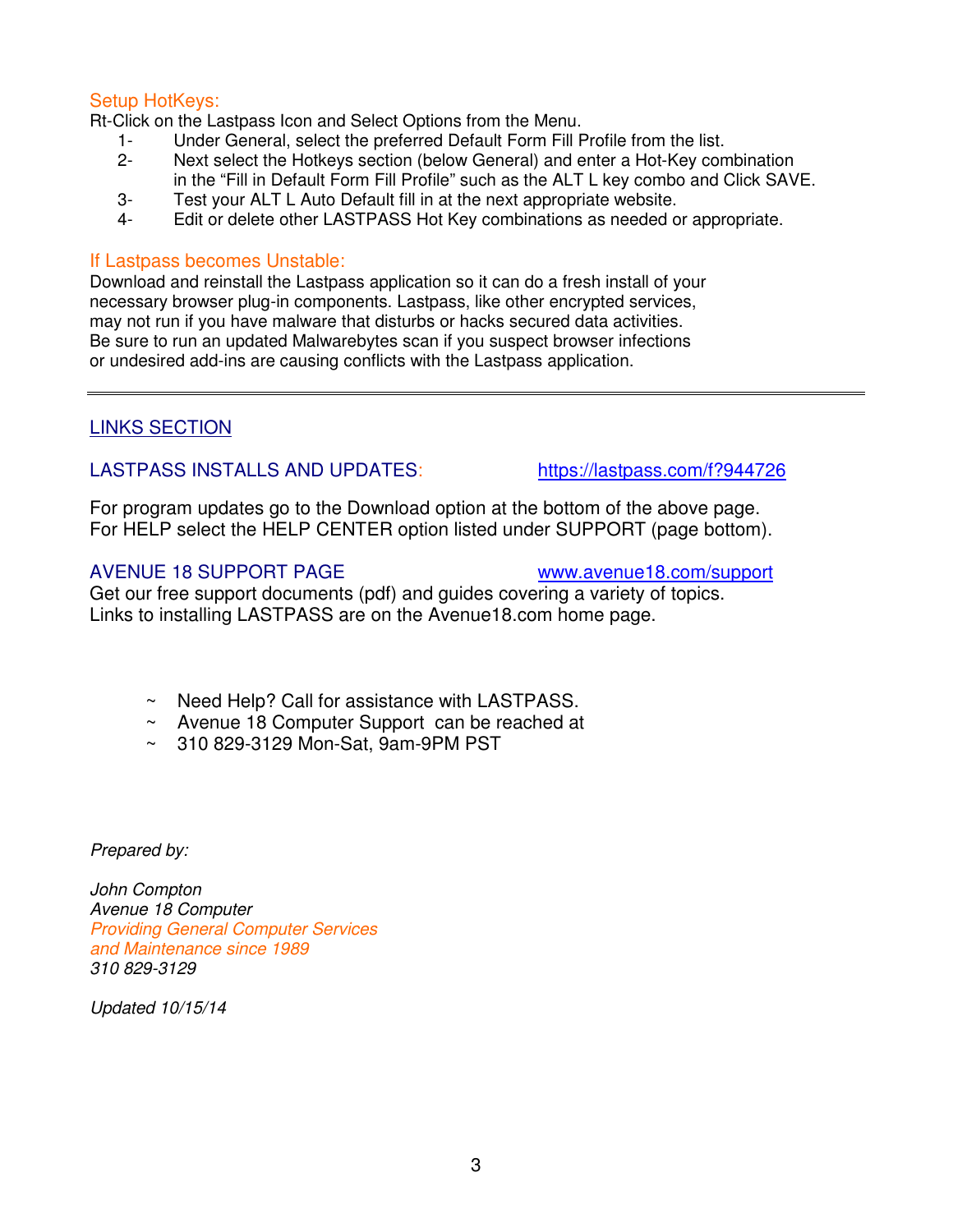## Setup HotKeys:

Rt-Click on the Lastpass Icon and Select Options from the Menu.

1- Under General, select the preferred Default Form Fill Profile from the list.
2- Next select the Hotkeys section (below General) and enter a Hot-Key combination in the “Fill in Default Form Fill Profile” such as the ALT L key combo and Click SAVE.
3- Test your ALT L Auto Default fill in at the next appropriate website.
4- Edit or delete other LASTPASS Hot Key combinations as needed or appropriate.

## If Lastpass becomes Unstable:

Download and reinstall the Lastpass application so it can do a fresh install of your necessary browser plug-in components. Lastpass, like other encrypted services, may not run if you have malware that disturbs or hacks secured data activities. Be sure to run an updated Malwarebytes scan if you suspect browser infections or undesired add-ins are causing conflicts with the Lastpass application.

---

## LINKS SECTION

**LASTPASS INSTALLS AND UPDATES:** https://lastpass.com/f?944726

For program updates go to the Download option at the bottom of the above page.
For HELP select the HELP CENTER option listed under SUPPORT (page bottom).

**AVENUE 18 SUPPORT PAGE** www.avenue18.com/support

Get our free support documents (pdf) and guides covering a variety of topics.
Links to installing LASTPASS are on the Avenue18.com home page.

~ Need Help? Call for assistance with LASTPASS.
~ Avenue 18 Computer Support can be reached at
~ 310 829-3129 Mon-Sat, 9am-9PM PST

*Prepared by:*

*John Compton*
*Avenue 18 Computer*
*Providing General Computer Services*
*and Maintenance since 1989*
*310 829-3129*

*Updated 10/15/14*